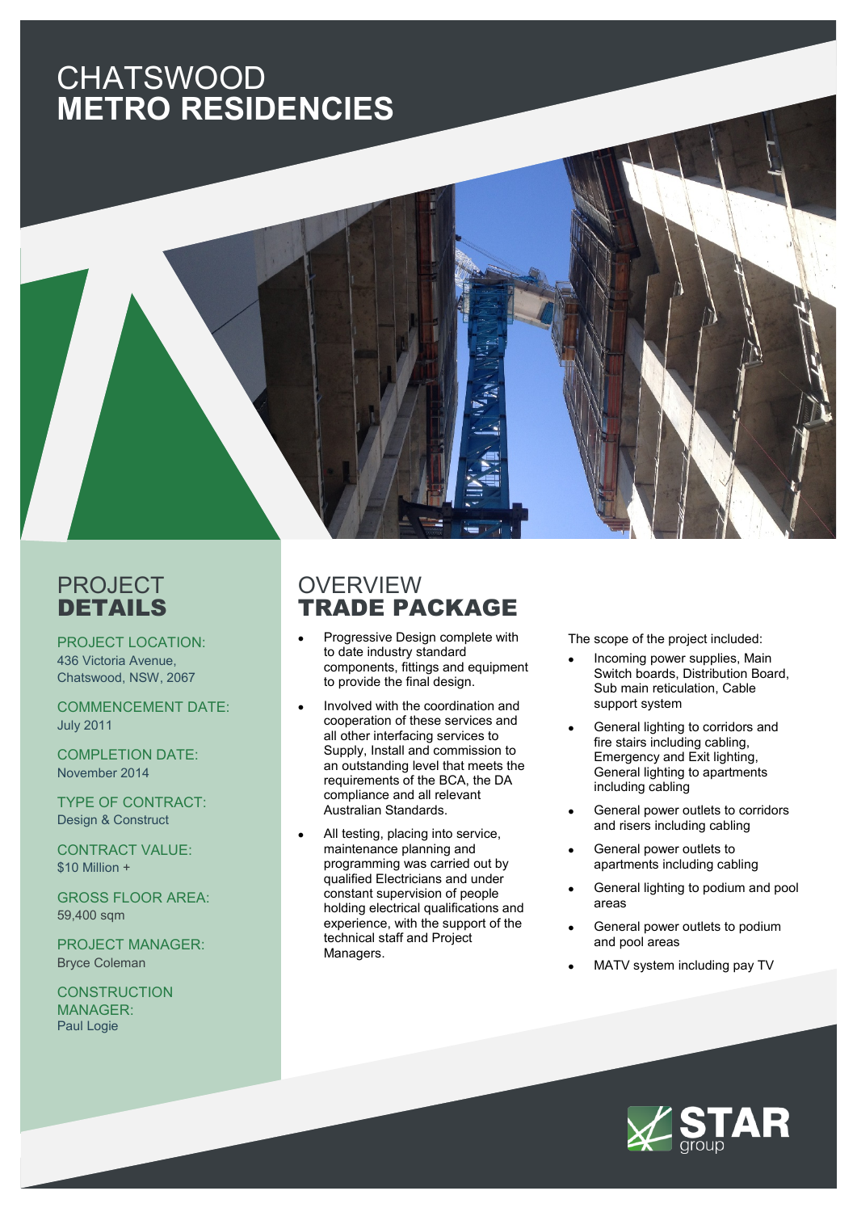# CHATSWOOD **METRO RESIDENCIES**

## PROJECT **DETAILS**

PROJECT LOCATION:
436 Victoria Avenue, Chatswood, NSW, 2067

COMMENCEMENT DATE:
July 2011

COMPLETION DATE:
November 2014

TYPE OF CONTRACT:
Design & Construct

CONTRACT VALUE:
$10 Million +

GROSS FLOOR AREA:
59,400 sqm

PROJECT MANAGER:
Bryce Coleman

CONSTRUCTION MANAGER:
Paul Logie

## OVERVIEW **TRADE PACKAGE**

- Progressive Design complete with to date industry standard components, fittings and equipment to provide the final design.
- Involved with the coordination and cooperation of these services and all other interfacing services to Supply, Install and commission to an outstanding level that meets the requirements of the BCA, the DA compliance and all relevant Australian Standards.
- All testing, placing into service, maintenance planning and programming was carried out by qualified Electricians and under constant supervision of people holding electrical qualifications and experience, with the support of the technical staff and Project Managers.

The scope of the project included:

- Incoming power supplies, Main Switch boards, Distribution Board, Sub main reticulation, Cable support system
- General lighting to corridors and fire stairs including cabling, Emergency and Exit lighting, General lighting to apartments including cabling
- General power outlets to corridors and risers including cabling
- General power outlets to apartments including cabling
- General lighting to podium and pool areas
- General power outlets to podium and pool areas
- MATV system including pay TV

STAR group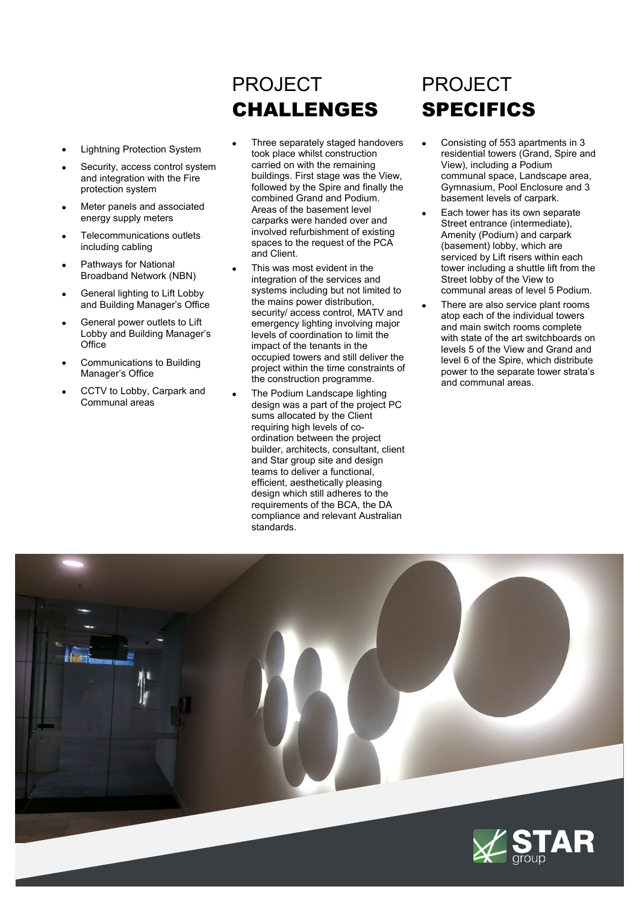- Lightning Protection System
- Security, access control system and integration with the Fire protection system
- Meter panels and associated energy supply meters
- Telecommunications outlets including cabling
- Pathways for National Broadband Network (NBN)
- General lighting to Lift Lobby and Building Manager's Office
- General power outlets to Lift Lobby and Building Manager's Office
- Communications to Building Manager's Office
- CCTV to Lobby, Carpark and Communal areas

# PROJECT **CHALLENGES**

- Three separately staged handovers took place whilst construction carried on with the remaining buildings. First stage was the View, followed by the Spire and finally the combined Grand and Podium. Areas of the basement level carparks were handed over and involved refurbishment of existing spaces to the request of the PCA and Client.
- This was most evident in the integration of the services and systems including but not limited to the mains power distribution, security/ access control, MATV and emergency lighting involving major levels of coordination to limit the impact of the tenants in the occupied towers and still deliver the project within the time constraints of the construction programme.
- The Podium Landscape lighting design was a part of the project PC sums allocated by the Client requiring high levels of co-ordination between the project builder, architects, consultant, client and Star group site and design teams to deliver a functional, efficient, aesthetically pleasing design which still adheres to the requirements of the BCA, the DA compliance and relevant Australian standards.

# PROJECT **SPECIFICS**

- Consisting of 553 apartments in 3 residential towers (Grand, Spire and View), including a Podium communal space, Landscape area, Gymnasium, Pool Enclosure and 3 basement levels of carpark.
- Each tower has its own separate Street entrance (intermediate), Amenity (Podium) and carpark (basement) lobby, which are serviced by Lift risers within each tower including a shuttle lift from the Street lobby of the View to communal areas of level 5 Podium.
- There are also service plant rooms atop each of the individual towers and main switch rooms complete with state of the art switchboards on levels 5 of the View and Grand and level 6 of the Spire, which distribute power to the separate tower strata's and communal areas.

STAR group